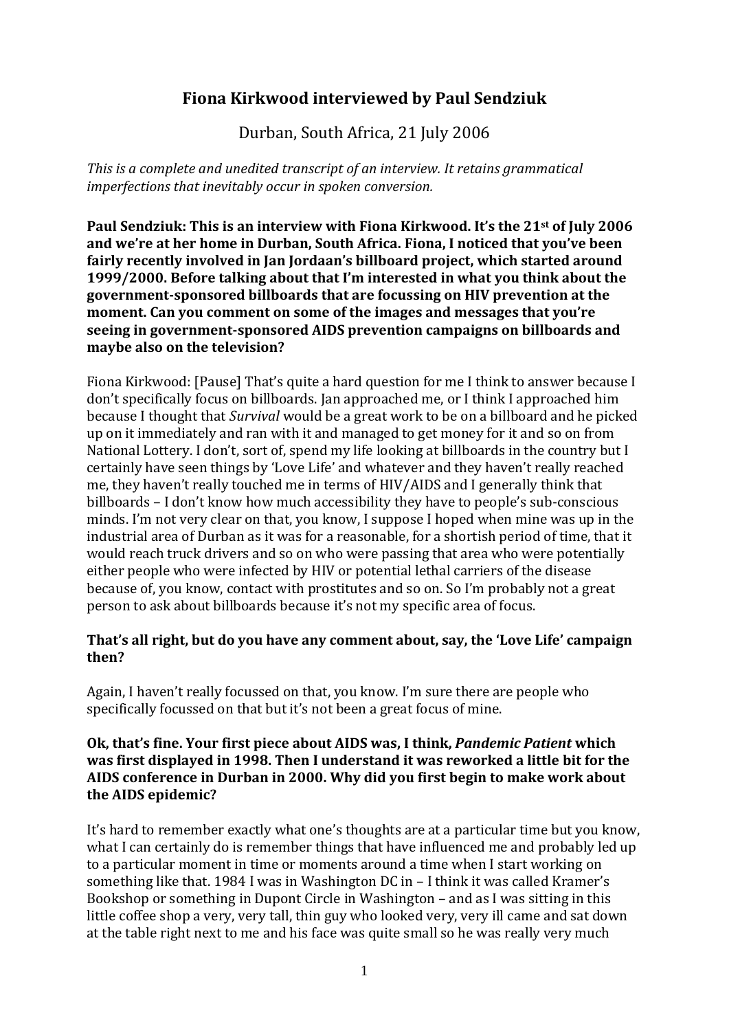# Fiona Kirkwood interviewed by Paul Sendziuk

Durban, South Africa, 21 July 2006

*This is a complete and unedited transcript of an interview. It retains grammatical imperfections that inevitably occur in spoken conversion.*

**Paul Sendziuk: This is an interview with Fiona Kirkwood. It's the 21st of July 2006 and we're at her home in Durban, South Africa. Fiona, I noticed that you've been fairly recently involved in Jan Jordaan's billboard project, which started around 1999/2000. Before talking about that I'm interested in what you think about the government-sponsored billboards that are focussing on HIV prevention at the moment. Can you comment on some of the images and messages that you're seeing in government-sponsored AIDS prevention campaigns on billboards and maybe also on the television?**

Fiona Kirkwood: [Pause] That's quite a hard question for me I think to answer because I don't specifically focus on billboards. Jan approached me, or I think I approached him because I thought that *Survival* would be a great work to be on a billboard and he picked up on it immediately and ran with it and managed to get money for it and so on from National Lottery. I don't, sort of, spend my life looking at billboards in the country but I certainly have seen things by 'Love Life' and whatever and they haven't really reached me, they haven't really touched me in terms of HIV/AIDS and I generally think that billboards – I don't know how much accessibility they have to people's sub-conscious minds. I'm not very clear on that, you know, I suppose I hoped when mine was up in the industrial area of Durban as it was for a reasonable, for a shortish period of time, that it would reach truck drivers and so on who were passing that area who were potentially either people who were infected by HIV or potential lethal carriers of the disease because of, you know, contact with prostitutes and so on. So I'm probably not a great person to ask about billboards because it's not my specific area of focus.

**That's all right, but do you have any comment about, say, the 'Love Life' campaign then?**

Again, I haven't really focussed on that, you know. I'm sure there are people who specifically focussed on that but it's not been a great focus of mine.

**Ok, that's fine. Your first piece about AIDS was, I think, *Pandemic Patient* which was first displayed in 1998. Then I understand it was reworked a little bit for the AIDS conference in Durban in 2000. Why did you first begin to make work about the AIDS epidemic?**

It's hard to remember exactly what one's thoughts are at a particular time but you know, what I can certainly do is remember things that have influenced me and probably led up to a particular moment in time or moments around a time when I start working on something like that. 1984 I was in Washington DC in – I think it was called Kramer's Bookshop or something in Dupont Circle in Washington – and as I was sitting in this little coffee shop a very, very tall, thin guy who looked very, very ill came and sat down at the table right next to me and his face was quite small so he was really very much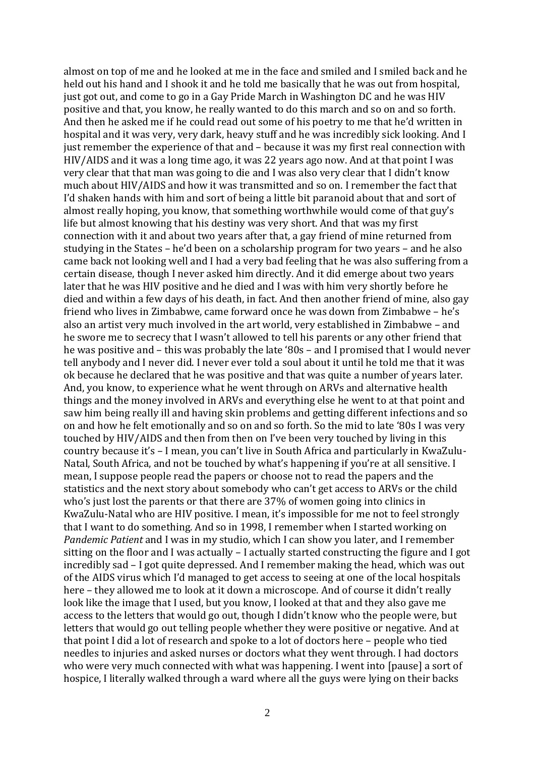almost on top of me and he looked at me in the face and smiled and I smiled back and he held out his hand and I shook it and he told me basically that he was out from hospital, just got out, and come to go in a Gay Pride March in Washington DC and he was HIV positive and that, you know, he really wanted to do this march and so on and so forth. And then he asked me if he could read out some of his poetry to me that he'd written in hospital and it was very, very dark, heavy stuff and he was incredibly sick looking. And I just remember the experience of that and – because it was my first real connection with HIV/AIDS and it was a long time ago, it was 22 years ago now. And at that point I was very clear that that man was going to die and I was also very clear that I didn't know much about HIV/AIDS and how it was transmitted and so on. I remember the fact that I'd shaken hands with him and sort of being a little bit paranoid about that and sort of almost really hoping, you know, that something worthwhile would come of that guy's life but almost knowing that his destiny was very short. And that was my first connection with it and about two years after that, a gay friend of mine returned from studying in the States – he'd been on a scholarship program for two years – and he also came back not looking well and I had a very bad feeling that he was also suffering from a certain disease, though I never asked him directly. And it did emerge about two years later that he was HIV positive and he died and I was with him very shortly before he died and within a few days of his death, in fact. And then another friend of mine, also gay friend who lives in Zimbabwe, came forward once he was down from Zimbabwe – he's also an artist very much involved in the art world, very established in Zimbabwe – and he swore me to secrecy that I wasn't allowed to tell his parents or any other friend that he was positive and – this was probably the late '80s – and I promised that I would never tell anybody and I never did. I never ever told a soul about it until he told me that it was ok because he declared that he was positive and that was quite a number of years later. And, you know, to experience what he went through on ARVs and alternative health things and the money involved in ARVs and everything else he went to at that point and saw him being really ill and having skin problems and getting different infections and so on and how he felt emotionally and so on and so forth. So the mid to late '80s I was very touched by HIV/AIDS and then from then on I've been very touched by living in this country because it's – I mean, you can't live in South Africa and particularly in KwaZulu-Natal, South Africa, and not be touched by what's happening if you're at all sensitive. I mean, I suppose people read the papers or choose not to read the papers and the statistics and the next story about somebody who can't get access to ARVs or the child who's just lost the parents or that there are 37% of women going into clinics in KwaZulu-Natal who are HIV positive. I mean, it's impossible for me not to feel strongly that I want to do something. And so in 1998, I remember when I started working on *Pandemic Patient* and I was in my studio, which I can show you later, and I remember sitting on the floor and I was actually – I actually started constructing the figure and I got incredibly sad – I got quite depressed. And I remember making the head, which was out of the AIDS virus which I'd managed to get access to seeing at one of the local hospitals here – they allowed me to look at it down a microscope. And of course it didn't really look like the image that I used, but you know, I looked at that and they also gave me access to the letters that would go out, though I didn't know who the people were, but letters that would go out telling people whether they were positive or negative. And at that point I did a lot of research and spoke to a lot of doctors here – people who tied needles to injuries and asked nurses or doctors what they went through. I had doctors who were very much connected with what was happening. I went into [pause] a sort of hospice, I literally walked through a ward where all the guys were lying on their backs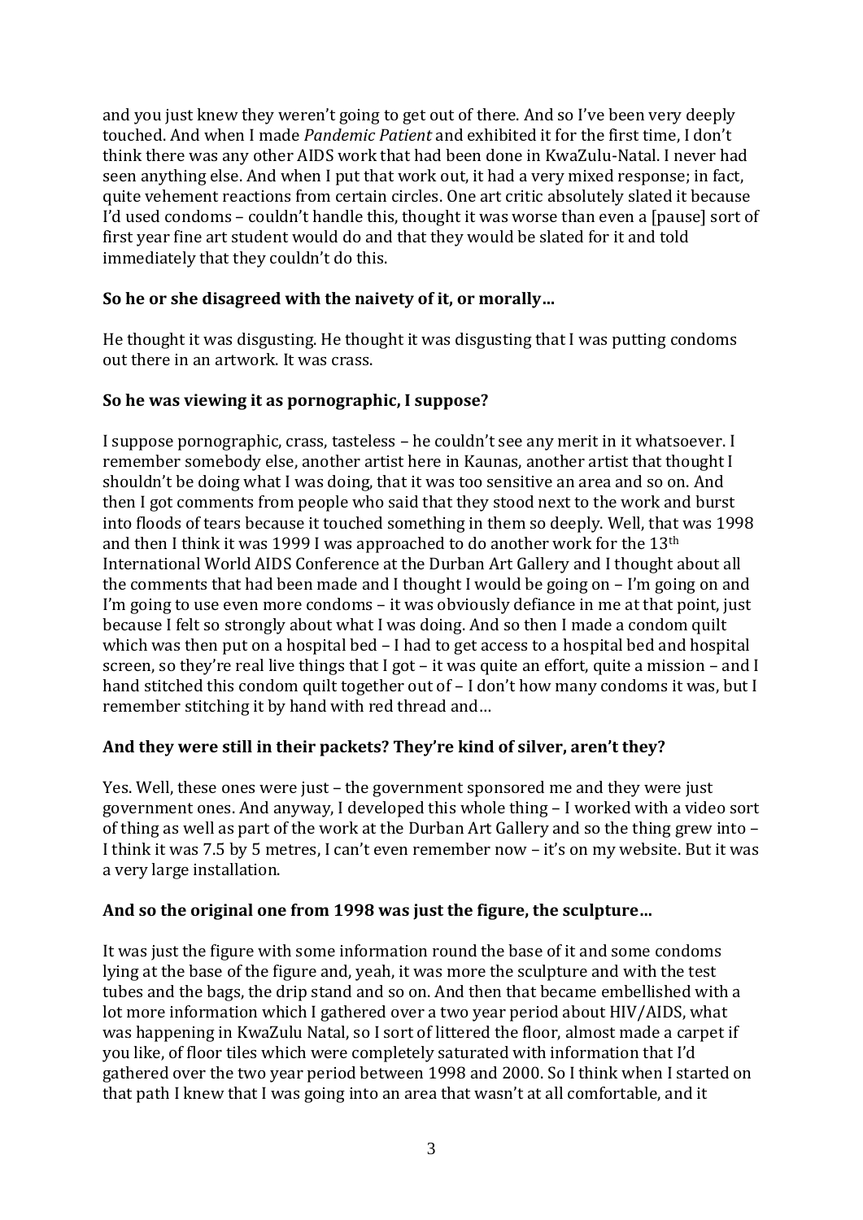and you just knew they weren't going to get out of there. And so I've been very deeply touched. And when I made *Pandemic Patient* and exhibited it for the first time, I don't think there was any other AIDS work that had been done in KwaZulu-Natal. I never had seen anything else. And when I put that work out, it had a very mixed response; in fact, quite vehement reactions from certain circles. One art critic absolutely slated it because I'd used condoms – couldn't handle this, thought it was worse than even a [pause] sort of first year fine art student would do and that they would be slated for it and told immediately that they couldn't do this.

**So he or she disagreed with the naivety of it, or morally…**

He thought it was disgusting. He thought it was disgusting that I was putting condoms out there in an artwork. It was crass.

**So he was viewing it as pornographic, I suppose?**

I suppose pornographic, crass, tasteless – he couldn't see any merit in it whatsoever. I remember somebody else, another artist here in Kaunas, another artist that thought I shouldn't be doing what I was doing, that it was too sensitive an area and so on. And then I got comments from people who said that they stood next to the work and burst into floods of tears because it touched something in them so deeply. Well, that was 1998 and then I think it was 1999 I was approached to do another work for the 13th International World AIDS Conference at the Durban Art Gallery and I thought about all the comments that had been made and I thought I would be going on – I'm going on and I'm going to use even more condoms – it was obviously defiance in me at that point, just because I felt so strongly about what I was doing. And so then I made a condom quilt which was then put on a hospital bed – I had to get access to a hospital bed and hospital screen, so they're real live things that I got – it was quite an effort, quite a mission – and I hand stitched this condom quilt together out of – I don't how many condoms it was, but I remember stitching it by hand with red thread and…

**And they were still in their packets? They're kind of silver, aren't they?**

Yes. Well, these ones were just – the government sponsored me and they were just government ones. And anyway, I developed this whole thing – I worked with a video sort of thing as well as part of the work at the Durban Art Gallery and so the thing grew into – I think it was 7.5 by 5 metres, I can't even remember now – it's on my website. But it was a very large installation.

**And so the original one from 1998 was just the figure, the sculpture…**

It was just the figure with some information round the base of it and some condoms lying at the base of the figure and, yeah, it was more the sculpture and with the test tubes and the bags, the drip stand and so on. And then that became embellished with a lot more information which I gathered over a two year period about HIV/AIDS, what was happening in KwaZulu Natal, so I sort of littered the floor, almost made a carpet if you like, of floor tiles which were completely saturated with information that I'd gathered over the two year period between 1998 and 2000. So I think when I started on that path I knew that I was going into an area that wasn't at all comfortable, and it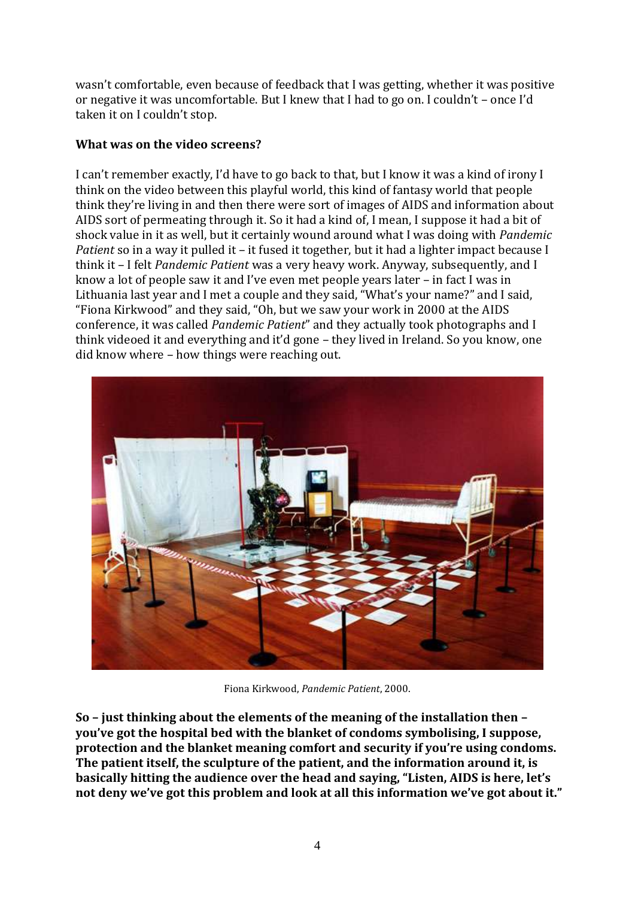wasn't comfortable, even because of feedback that I was getting, whether it was positive or negative it was uncomfortable. But I knew that I had to go on. I couldn't – once I'd taken it on I couldn't stop.

**What was on the video screens?**

I can't remember exactly, I'd have to go back to that, but I know it was a kind of irony I think on the video between this playful world, this kind of fantasy world that people think they're living in and then there were sort of images of AIDS and information about AIDS sort of permeating through it. So it had a kind of, I mean, I suppose it had a bit of shock value in it as well, but it certainly wound around what I was doing with *Pandemic Patient* so in a way it pulled it – it fused it together, but it had a lighter impact because I think it – I felt *Pandemic Patient* was a very heavy work. Anyway, subsequently, and I know a lot of people saw it and I've even met people years later – in fact I was in Lithuania last year and I met a couple and they said, "What's your name?" and I said, "Fiona Kirkwood" and they said, "Oh, but we saw your work in 2000 at the AIDS conference, it was called *Pandemic Patient*" and they actually took photographs and I think videoed it and everything and it'd gone – they lived in Ireland. So you know, one did know where – how things were reaching out.

Fiona Kirkwood, *Pandemic Patient*, 2000.

**So – just thinking about the elements of the meaning of the installation then – you've got the hospital bed with the blanket of condoms symbolising, I suppose, protection and the blanket meaning comfort and security if you're using condoms. The patient itself, the sculpture of the patient, and the information around it, is basically hitting the audience over the head and saying, "Listen, AIDS is here, let's not deny we've got this problem and look at all this information we've got about it."**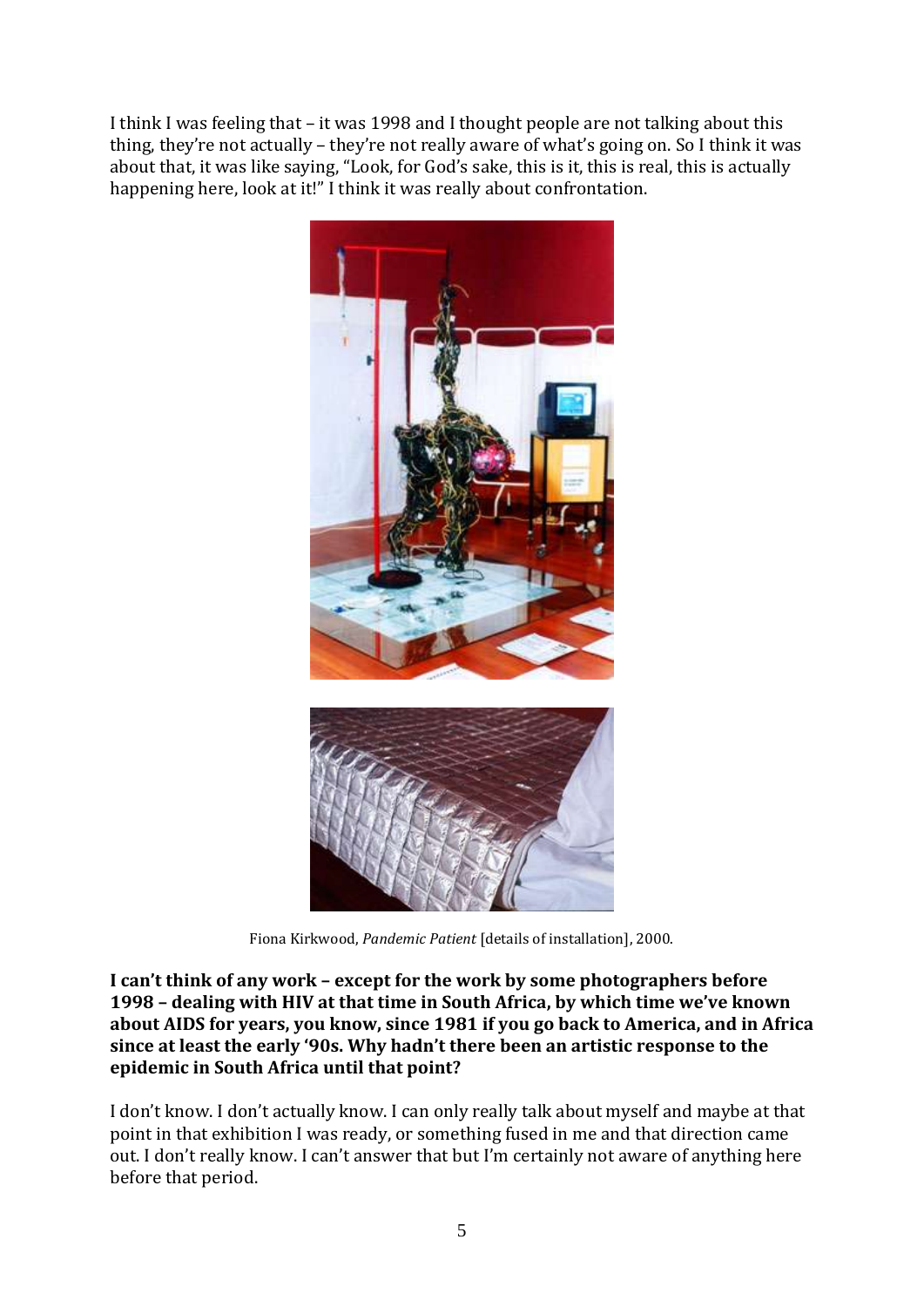I think I was feeling that – it was 1998 and I thought people are not talking about this thing, they're not actually – they're not really aware of what's going on. So I think it was about that, it was like saying, "Look, for God's sake, this is it, this is real, this is actually happening here, look at it!" I think it was really about confrontation.

Fiona Kirkwood, *Pandemic Patient* [details of installation], 2000.

**I can't think of any work – except for the work by some photographers before 1998 – dealing with HIV at that time in South Africa, by which time we've known about AIDS for years, you know, since 1981 if you go back to America, and in Africa since at least the early '90s. Why hadn't there been an artistic response to the epidemic in South Africa until that point?**

I don't know. I don't actually know. I can only really talk about myself and maybe at that point in that exhibition I was ready, or something fused in me and that direction came out. I don't really know. I can't answer that but I'm certainly not aware of anything here before that period.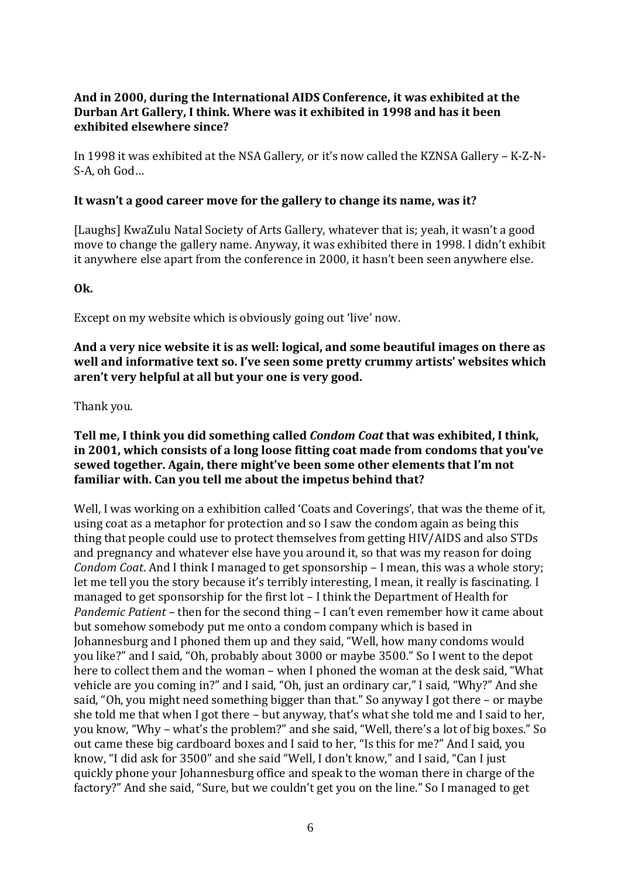**And in 2000, during the International AIDS Conference, it was exhibited at the Durban Art Gallery, I think. Where was it exhibited in 1998 and has it been exhibited elsewhere since?**

In 1998 it was exhibited at the NSA Gallery, or it's now called the KZNSA Gallery – K-Z-N-S-A, oh God…

**It wasn't a good career move for the gallery to change its name, was it?**

[Laughs] KwaZulu Natal Society of Arts Gallery, whatever that is; yeah, it wasn't a good move to change the gallery name. Anyway, it was exhibited there in 1998. I didn't exhibit it anywhere else apart from the conference in 2000, it hasn't been seen anywhere else.

**Ok.**

Except on my website which is obviously going out 'live' now.

**And a very nice website it is as well: logical, and some beautiful images on there as well and informative text so. I've seen some pretty crummy artists' websites which aren't very helpful at all but your one is very good.**

Thank you.

**Tell me, I think you did something called *Condom Coat* that was exhibited, I think, in 2001, which consists of a long loose fitting coat made from condoms that you've sewed together. Again, there might've been some other elements that I'm not familiar with. Can you tell me about the impetus behind that?**

Well, I was working on a exhibition called 'Coats and Coverings', that was the theme of it, using coat as a metaphor for protection and so I saw the condom again as being this thing that people could use to protect themselves from getting HIV/AIDS and also STDs and pregnancy and whatever else have you around it, so that was my reason for doing *Condom Coat*. And I think I managed to get sponsorship – I mean, this was a whole story; let me tell you the story because it's terribly interesting, I mean, it really is fascinating. I managed to get sponsorship for the first lot – I think the Department of Health for *Pandemic Patient* – then for the second thing – I can't even remember how it came about but somehow somebody put me onto a condom company which is based in Johannesburg and I phoned them up and they said, "Well, how many condoms would you like?" and I said, "Oh, probably about 3000 or maybe 3500." So I went to the depot here to collect them and the woman – when I phoned the woman at the desk said, "What vehicle are you coming in?" and I said, "Oh, just an ordinary car," I said, "Why?" And she said, "Oh, you might need something bigger than that." So anyway I got there – or maybe she told me that when I got there – but anyway, that's what she told me and I said to her, you know, "Why – what's the problem?" and she said, "Well, there's a lot of big boxes." So out came these big cardboard boxes and I said to her, "Is this for me?" And I said, you know, "I did ask for 3500" and she said "Well, I don't know," and I said, "Can I just quickly phone your Johannesburg office and speak to the woman there in charge of the factory?" And she said, "Sure, but we couldn't get you on the line." So I managed to get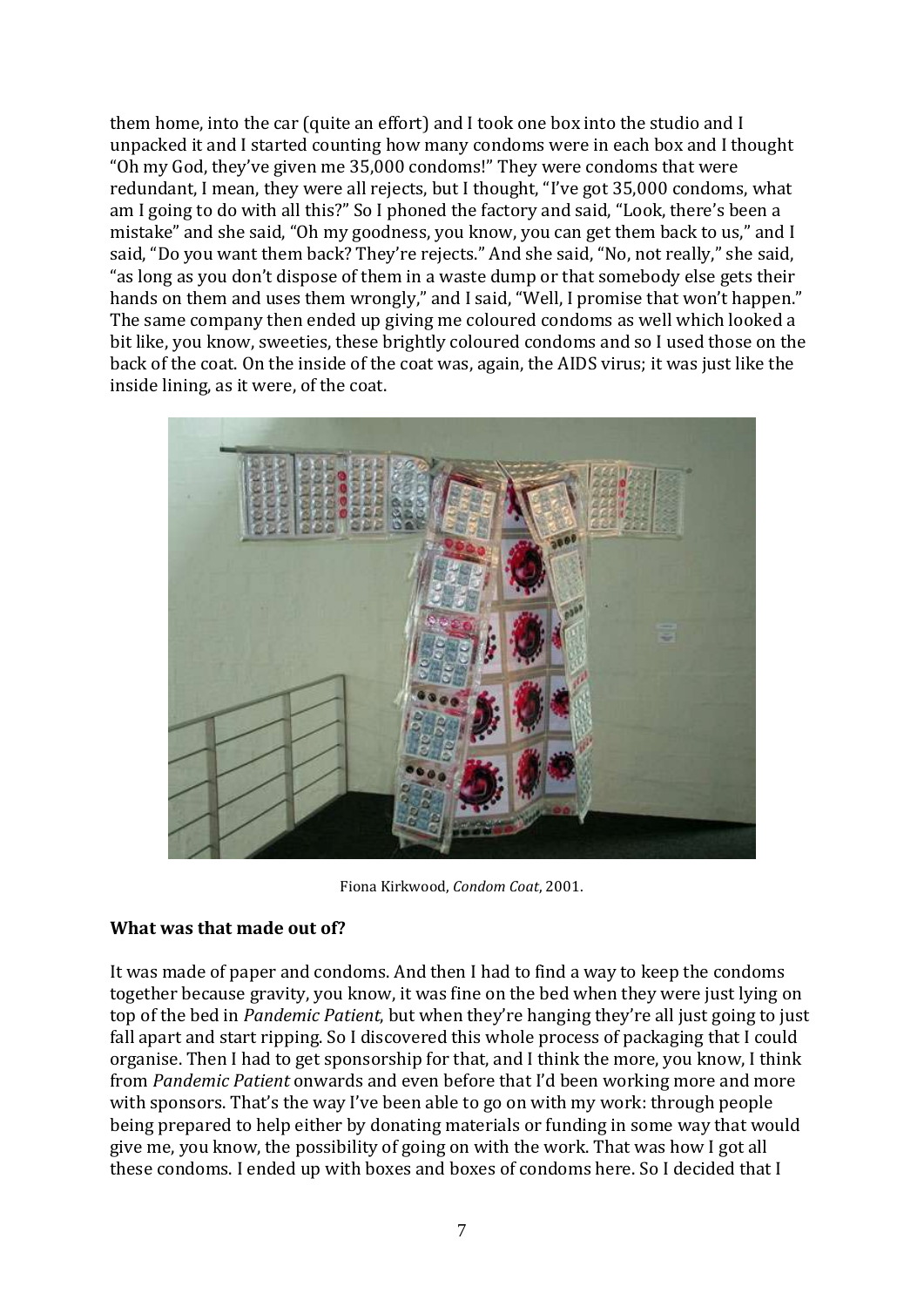them home, into the car (quite an effort) and I took one box into the studio and I unpacked it and I started counting how many condoms were in each box and I thought "Oh my God, they've given me 35,000 condoms!" They were condoms that were redundant, I mean, they were all rejects, but I thought, "I've got 35,000 condoms, what am I going to do with all this?" So I phoned the factory and said, "Look, there's been a mistake" and she said, "Oh my goodness, you know, you can get them back to us," and I said, "Do you want them back? They're rejects." And she said, "No, not really," she said, "as long as you don't dispose of them in a waste dump or that somebody else gets their hands on them and uses them wrongly," and I said, "Well, I promise that won't happen." The same company then ended up giving me coloured condoms as well which looked a bit like, you know, sweeties, these brightly coloured condoms and so I used those on the back of the coat. On the inside of the coat was, again, the AIDS virus; it was just like the inside lining, as it were, of the coat.

Fiona Kirkwood, *Condom Coat*, 2001.

**What was that made out of?**

It was made of paper and condoms. And then I had to find a way to keep the condoms together because gravity, you know, it was fine on the bed when they were just lying on top of the bed in *Pandemic Patient*, but when they're hanging they're all just going to just fall apart and start ripping. So I discovered this whole process of packaging that I could organise. Then I had to get sponsorship for that, and I think the more, you know, I think from *Pandemic Patient* onwards and even before that I'd been working more and more with sponsors. That's the way I've been able to go on with my work: through people being prepared to help either by donating materials or funding in some way that would give me, you know, the possibility of going on with the work. That was how I got all these condoms. I ended up with boxes and boxes of condoms here. So I decided that I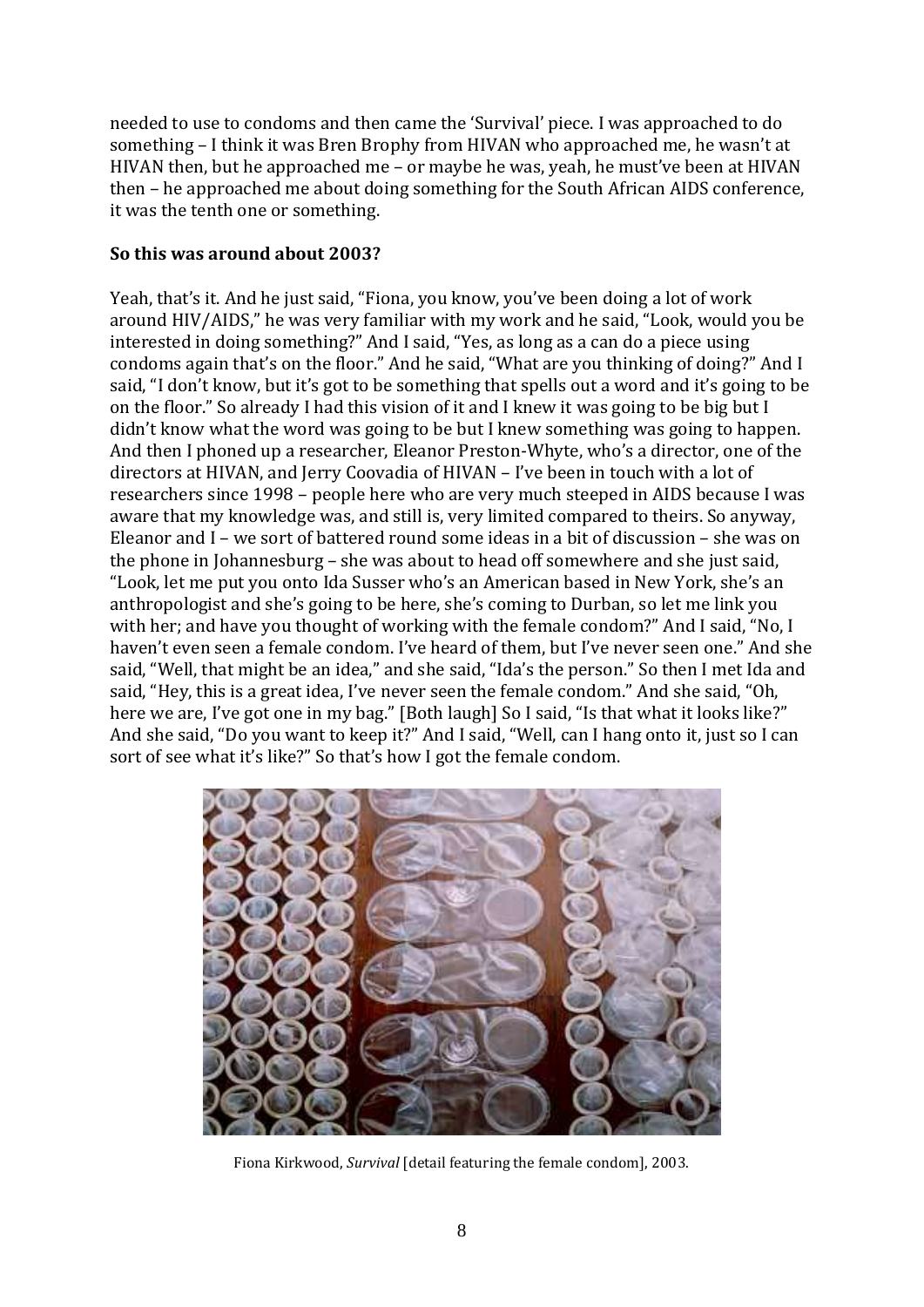needed to use to condoms and then came the 'Survival' piece. I was approached to do something – I think it was Bren Brophy from HIVAN who approached me, he wasn't at HIVAN then, but he approached me – or maybe he was, yeah, he must've been at HIVAN then – he approached me about doing something for the South African AIDS conference, it was the tenth one or something.

**So this was around about 2003?**

Yeah, that's it. And he just said, "Fiona, you know, you've been doing a lot of work around HIV/AIDS," he was very familiar with my work and he said, "Look, would you be interested in doing something?" And I said, "Yes, as long as a can do a piece using condoms again that's on the floor." And he said, "What are you thinking of doing?" And I said, "I don't know, but it's got to be something that spells out a word and it's going to be on the floor." So already I had this vision of it and I knew it was going to be big but I didn't know what the word was going to be but I knew something was going to happen. And then I phoned up a researcher, Eleanor Preston-Whyte, who's a director, one of the directors at HIVAN, and Jerry Coovadia of HIVAN – I've been in touch with a lot of researchers since 1998 – people here who are very much steeped in AIDS because I was aware that my knowledge was, and still is, very limited compared to theirs. So anyway, Eleanor and I – we sort of battered round some ideas in a bit of discussion – she was on the phone in Johannesburg – she was about to head off somewhere and she just said, "Look, let me put you onto Ida Susser who's an American based in New York, she's an anthropologist and she's going to be here, she's coming to Durban, so let me link you with her; and have you thought of working with the female condom?" And I said, "No, I haven't even seen a female condom. I've heard of them, but I've never seen one." And she said, "Well, that might be an idea," and she said, "Ida's the person." So then I met Ida and said, "Hey, this is a great idea, I've never seen the female condom." And she said, "Oh, here we are, I've got one in my bag." [Both laugh] So I said, "Is that what it looks like?" And she said, "Do you want to keep it?" And I said, "Well, can I hang onto it, just so I can sort of see what it's like?" So that's how I got the female condom.

Fiona Kirkwood, *Survival* [detail featuring the female condom], 2003.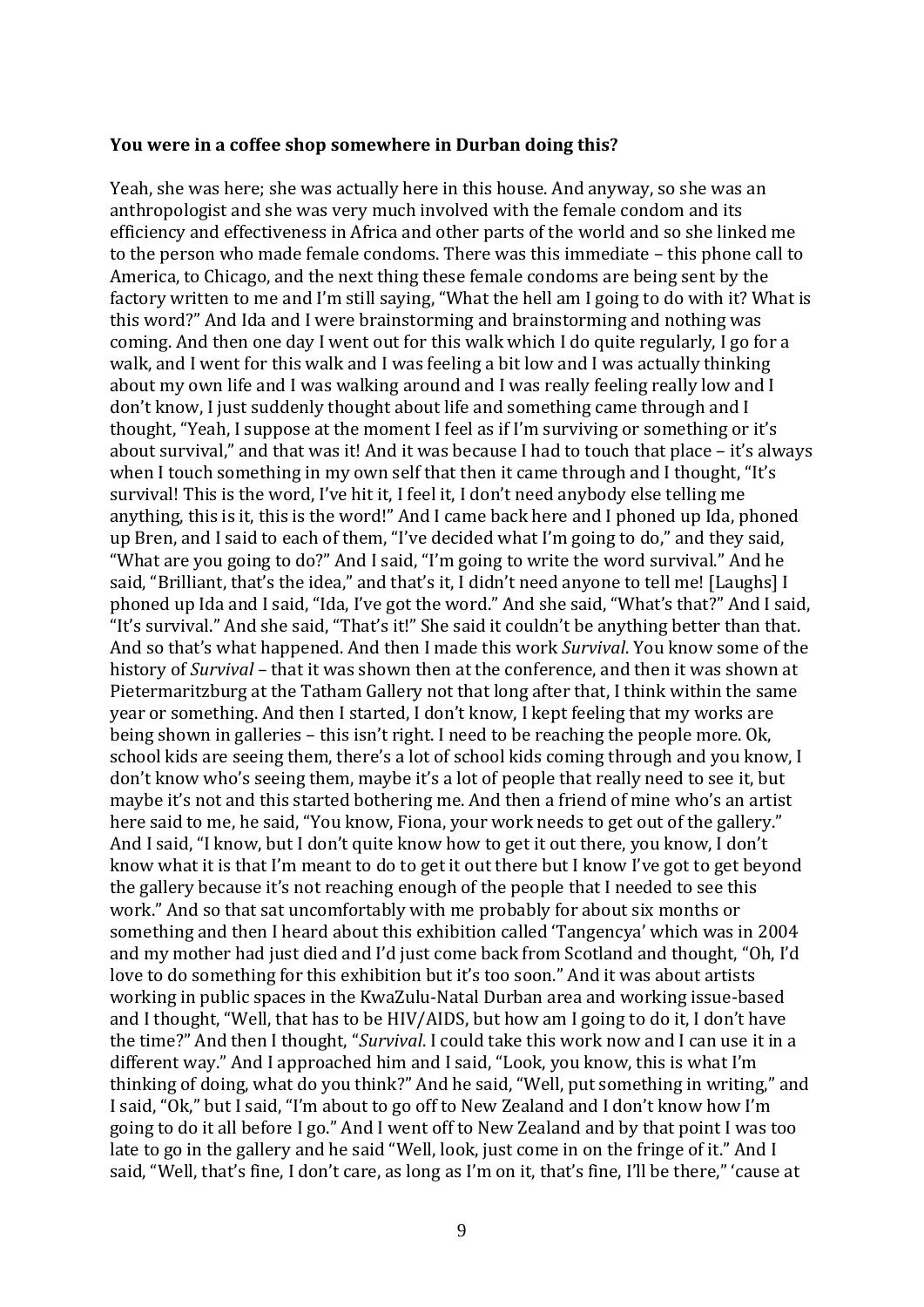**You were in a coffee shop somewhere in Durban doing this?**

Yeah, she was here; she was actually here in this house. And anyway, so she was an anthropologist and she was very much involved with the female condom and its efficiency and effectiveness in Africa and other parts of the world and so she linked me to the person who made female condoms. There was this immediate – this phone call to America, to Chicago, and the next thing these female condoms are being sent by the factory written to me and I'm still saying, "What the hell am I going to do with it? What is this word?" And Ida and I were brainstorming and brainstorming and nothing was coming. And then one day I went out for this walk which I do quite regularly, I go for a walk, and I went for this walk and I was feeling a bit low and I was actually thinking about my own life and I was walking around and I was really feeling really low and I don't know, I just suddenly thought about life and something came through and I thought, "Yeah, I suppose at the moment I feel as if I'm surviving or something or it's about survival," and that was it! And it was because I had to touch that place – it's always when I touch something in my own self that then it came through and I thought, "It's survival! This is the word, I've hit it, I feel it, I don't need anybody else telling me anything, this is it, this is the word!" And I came back here and I phoned up Ida, phoned up Bren, and I said to each of them, "I've decided what I'm going to do," and they said, "What are you going to do?" And I said, "I'm going to write the word survival." And he said, "Brilliant, that's the idea," and that's it, I didn't need anyone to tell me! [Laughs] I phoned up Ida and I said, "Ida, I've got the word." And she said, "What's that?" And I said, "It's survival." And she said, "That's it!" She said it couldn't be anything better than that. And so that's what happened. And then I made this work *Survival*. You know some of the history of *Survival* – that it was shown then at the conference, and then it was shown at Pietermaritzburg at the Tatham Gallery not that long after that, I think within the same year or something. And then I started, I don't know, I kept feeling that my works are being shown in galleries – this isn't right. I need to be reaching the people more. Ok, school kids are seeing them, there's a lot of school kids coming through and you know, I don't know who's seeing them, maybe it's a lot of people that really need to see it, but maybe it's not and this started bothering me. And then a friend of mine who's an artist here said to me, he said, "You know, Fiona, your work needs to get out of the gallery." And I said, "I know, but I don't quite know how to get it out there, you know, I don't know what it is that I'm meant to do to get it out there but I know I've got to get beyond the gallery because it's not reaching enough of the people that I needed to see this work." And so that sat uncomfortably with me probably for about six months or something and then I heard about this exhibition called 'Tangencya' which was in 2004 and my mother had just died and I'd just come back from Scotland and thought, "Oh, I'd love to do something for this exhibition but it's too soon." And it was about artists working in public spaces in the KwaZulu-Natal Durban area and working issue-based and I thought, "Well, that has to be HIV/AIDS, but how am I going to do it, I don't have the time?" And then I thought, "*Survival*. I could take this work now and I can use it in a different way." And I approached him and I said, "Look, you know, this is what I'm thinking of doing, what do you think?" And he said, "Well, put something in writing," and I said, "Ok," but I said, "I'm about to go off to New Zealand and I don't know how I'm going to do it all before I go." And I went off to New Zealand and by that point I was too late to go in the gallery and he said "Well, look, just come in on the fringe of it." And I said, "Well, that's fine, I don't care, as long as I'm on it, that's fine, I'll be there," 'cause at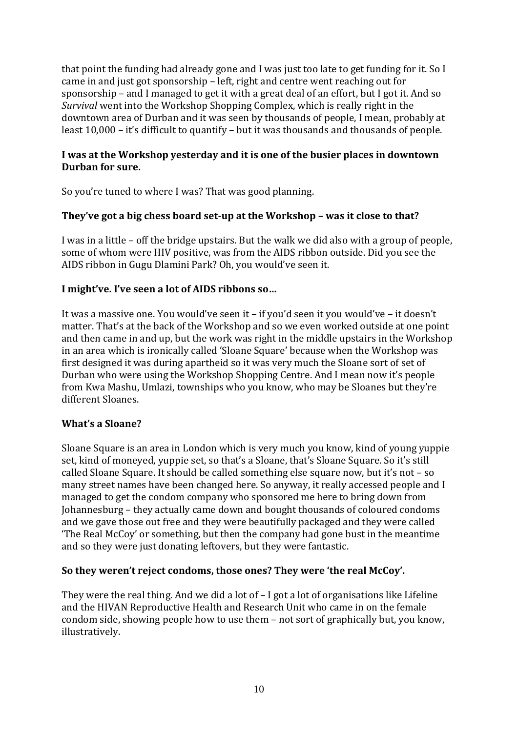that point the funding had already gone and I was just too late to get funding for it. So I came in and just got sponsorship – left, right and centre went reaching out for sponsorship – and I managed to get it with a great deal of an effort, but I got it. And so *Survival* went into the Workshop Shopping Complex, which is really right in the downtown area of Durban and it was seen by thousands of people, I mean, probably at least 10,000 – it's difficult to quantify – but it was thousands and thousands of people.

**I was at the Workshop yesterday and it is one of the busier places in downtown Durban for sure.**

So you're tuned to where I was? That was good planning.

**They've got a big chess board set-up at the Workshop – was it close to that?**

I was in a little – off the bridge upstairs. But the walk we did also with a group of people, some of whom were HIV positive, was from the AIDS ribbon outside. Did you see the AIDS ribbon in Gugu Dlamini Park? Oh, you would've seen it.

**I might've. I've seen a lot of AIDS ribbons so…**

It was a massive one. You would've seen it – if you'd seen it you would've – it doesn't matter. That's at the back of the Workshop and so we even worked outside at one point and then came in and up, but the work was right in the middle upstairs in the Workshop in an area which is ironically called 'Sloane Square' because when the Workshop was first designed it was during apartheid so it was very much the Sloane sort of set of Durban who were using the Workshop Shopping Centre. And I mean now it's people from Kwa Mashu, Umlazi, townships who you know, who may be Sloanes but they're different Sloanes.

**What's a Sloane?**

Sloane Square is an area in London which is very much you know, kind of young yuppie set, kind of moneyed, yuppie set, so that's a Sloane, that's Sloane Square. So it's still called Sloane Square. It should be called something else square now, but it's not – so many street names have been changed here. So anyway, it really accessed people and I managed to get the condom company who sponsored me here to bring down from Johannesburg – they actually came down and bought thousands of coloured condoms and we gave those out free and they were beautifully packaged and they were called 'The Real McCoy' or something, but then the company had gone bust in the meantime and so they were just donating leftovers, but they were fantastic.

**So they weren't reject condoms, those ones? They were 'the real McCoy'.**

They were the real thing. And we did a lot of – I got a lot of organisations like Lifeline and the HIVAN Reproductive Health and Research Unit who came in on the female condom side, showing people how to use them – not sort of graphically but, you know, illustratively.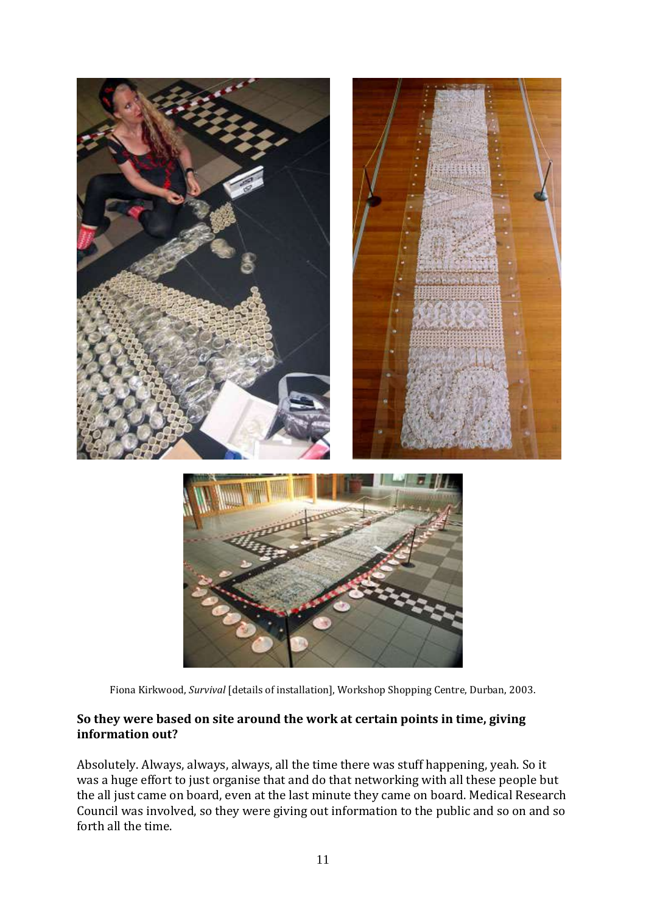Fiona Kirkwood, *Survival* [details of installation], Workshop Shopping Centre, Durban, 2003.

**So they were based on site around the work at certain points in time, giving information out?**

Absolutely. Always, always, always, all the time there was stuff happening, yeah. So it was a huge effort to just organise that and do that networking with all these people but the all just came on board, even at the last minute they came on board. Medical Research Council was involved, so they were giving out information to the public and so on and so forth all the time.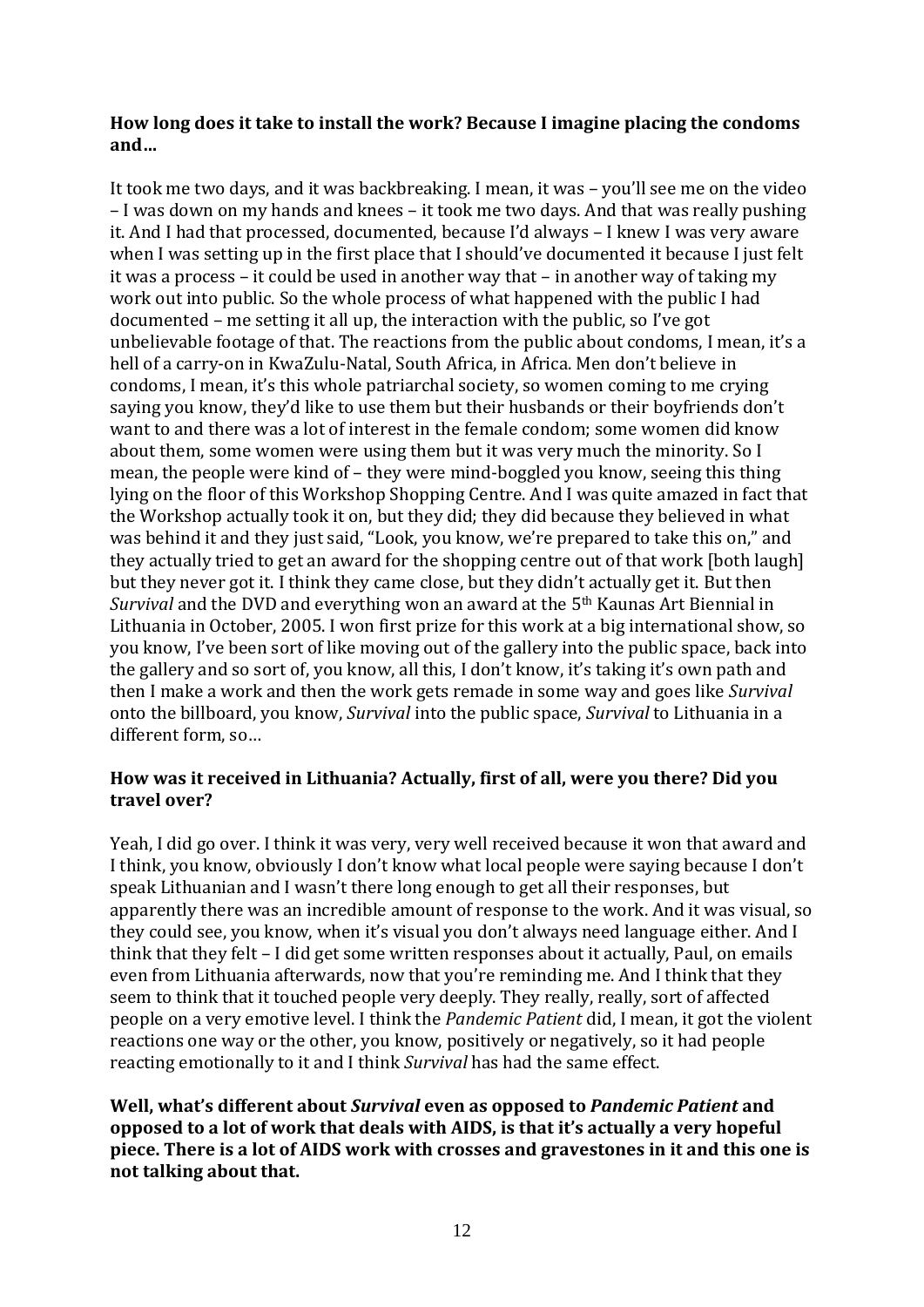**How long does it take to install the work? Because I imagine placing the condoms and…**

It took me two days, and it was backbreaking. I mean, it was – you'll see me on the video – I was down on my hands and knees – it took me two days. And that was really pushing it. And I had that processed, documented, because I'd always – I knew I was very aware when I was setting up in the first place that I should've documented it because I just felt it was a process – it could be used in another way that – in another way of taking my work out into public. So the whole process of what happened with the public I had documented – me setting it all up, the interaction with the public, so I've got unbelievable footage of that. The reactions from the public about condoms, I mean, it's a hell of a carry-on in KwaZulu-Natal, South Africa, in Africa. Men don't believe in condoms, I mean, it's this whole patriarchal society, so women coming to me crying saying you know, they'd like to use them but their husbands or their boyfriends don't want to and there was a lot of interest in the female condom; some women did know about them, some women were using them but it was very much the minority. So I mean, the people were kind of – they were mind-boggled you know, seeing this thing lying on the floor of this Workshop Shopping Centre. And I was quite amazed in fact that the Workshop actually took it on, but they did; they did because they believed in what was behind it and they just said, "Look, you know, we're prepared to take this on," and they actually tried to get an award for the shopping centre out of that work [both laugh] but they never got it. I think they came close, but they didn't actually get it. But then *Survival* and the DVD and everything won an award at the 5th Kaunas Art Biennial in Lithuania in October, 2005. I won first prize for this work at a big international show, so you know, I've been sort of like moving out of the gallery into the public space, back into the gallery and so sort of, you know, all this, I don't know, it's taking it's own path and then I make a work and then the work gets remade in some way and goes like *Survival* onto the billboard, you know, *Survival* into the public space, *Survival* to Lithuania in a different form, so…

**How was it received in Lithuania? Actually, first of all, were you there? Did you travel over?**

Yeah, I did go over. I think it was very, very well received because it won that award and I think, you know, obviously I don't know what local people were saying because I don't speak Lithuanian and I wasn't there long enough to get all their responses, but apparently there was an incredible amount of response to the work. And it was visual, so they could see, you know, when it's visual you don't always need language either. And I think that they felt – I did get some written responses about it actually, Paul, on emails even from Lithuania afterwards, now that you're reminding me. And I think that they seem to think that it touched people very deeply. They really, really, sort of affected people on a very emotive level. I think the *Pandemic Patient* did, I mean, it got the violent reactions one way or the other, you know, positively or negatively, so it had people reacting emotionally to it and I think *Survival* has had the same effect.

**Well, what's different about *Survival* even as opposed to *Pandemic Patient* and opposed to a lot of work that deals with AIDS, is that it's actually a very hopeful piece. There is a lot of AIDS work with crosses and gravestones in it and this one is not talking about that.**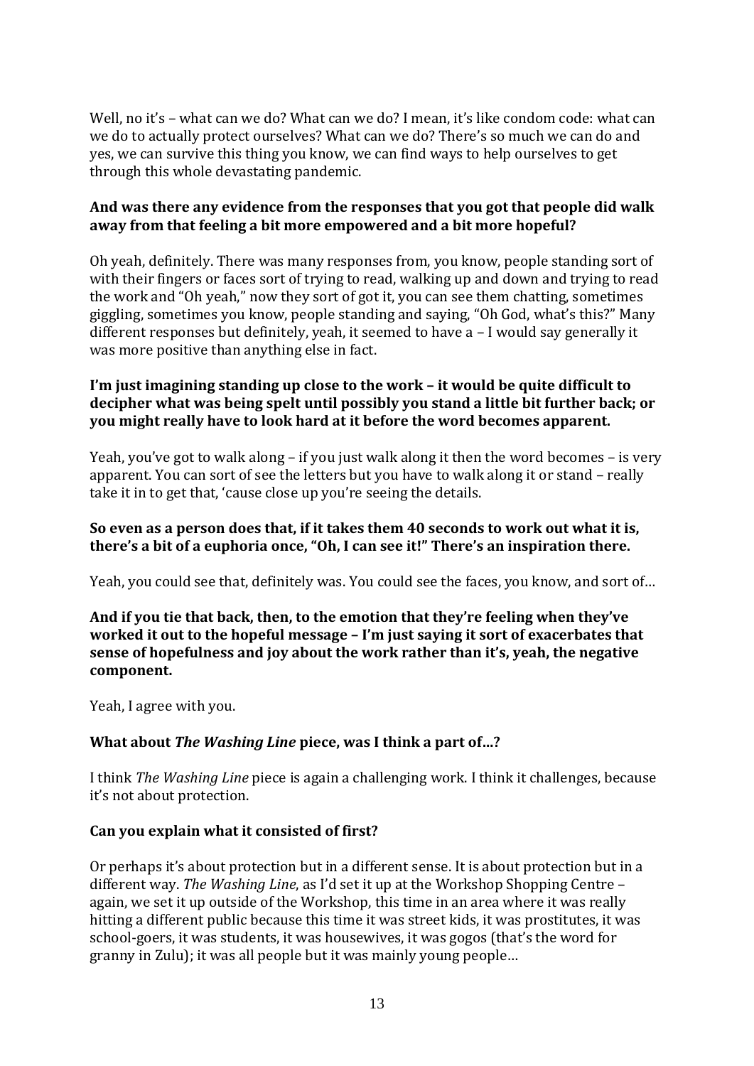Well, no it's – what can we do? What can we do? I mean, it's like condom code: what can we do to actually protect ourselves? What can we do? There's so much we can do and yes, we can survive this thing you know, we can find ways to help ourselves to get through this whole devastating pandemic.

**And was there any evidence from the responses that you got that people did walk away from that feeling a bit more empowered and a bit more hopeful?**

Oh yeah, definitely. There was many responses from, you know, people standing sort of with their fingers or faces sort of trying to read, walking up and down and trying to read the work and "Oh yeah," now they sort of got it, you can see them chatting, sometimes giggling, sometimes you know, people standing and saying, "Oh God, what's this?" Many different responses but definitely, yeah, it seemed to have a – I would say generally it was more positive than anything else in fact.

**I'm just imagining standing up close to the work – it would be quite difficult to decipher what was being spelt until possibly you stand a little bit further back; or you might really have to look hard at it before the word becomes apparent.**

Yeah, you've got to walk along – if you just walk along it then the word becomes – is very apparent. You can sort of see the letters but you have to walk along it or stand – really take it in to get that, 'cause close up you're seeing the details.

**So even as a person does that, if it takes them 40 seconds to work out what it is, there's a bit of a euphoria once, "Oh, I can see it!" There's an inspiration there.**

Yeah, you could see that, definitely was. You could see the faces, you know, and sort of…

**And if you tie that back, then, to the emotion that they're feeling when they've worked it out to the hopeful message – I'm just saying it sort of exacerbates that sense of hopefulness and joy about the work rather than it's, yeah, the negative component.**

Yeah, I agree with you.

**What about *The Washing Line* piece, was I think a part of…?**

I think *The Washing Line* piece is again a challenging work. I think it challenges, because it's not about protection.

**Can you explain what it consisted of first?**

Or perhaps it's about protection but in a different sense. It is about protection but in a different way. *The Washing Line*, as I'd set it up at the Workshop Shopping Centre – again, we set it up outside of the Workshop, this time in an area where it was really hitting a different public because this time it was street kids, it was prostitutes, it was school-goers, it was students, it was housewives, it was gogos (that's the word for granny in Zulu); it was all people but it was mainly young people…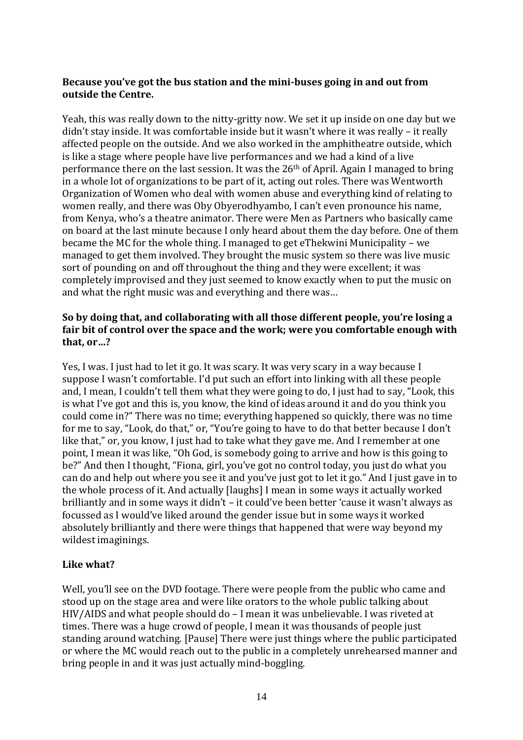**Because you've got the bus station and the mini-buses going in and out from outside the Centre.**

Yeah, this was really down to the nitty-gritty now. We set it up inside on one day but we didn't stay inside. It was comfortable inside but it wasn't where it was really – it really affected people on the outside. And we also worked in the amphitheatre outside, which is like a stage where people have live performances and we had a kind of a live performance there on the last session. It was the 26th of April. Again I managed to bring in a whole lot of organizations to be part of it, acting out roles. There was Wentworth Organization of Women who deal with women abuse and everything kind of relating to women really, and there was Oby Obyerodhyambo, I can't even pronounce his name, from Kenya, who's a theatre animator. There were Men as Partners who basically came on board at the last minute because I only heard about them the day before. One of them became the MC for the whole thing. I managed to get eThekwini Municipality – we managed to get them involved. They brought the music system so there was live music sort of pounding on and off throughout the thing and they were excellent; it was completely improvised and they just seemed to know exactly when to put the music on and what the right music was and everything and there was…

**So by doing that, and collaborating with all those different people, you're losing a fair bit of control over the space and the work; were you comfortable enough with that, or…?**

Yes, I was. I just had to let it go. It was scary. It was very scary in a way because I suppose I wasn't comfortable. I'd put such an effort into linking with all these people and, I mean, I couldn't tell them what they were going to do, I just had to say, "Look, this is what I've got and this is, you know, the kind of ideas around it and do you think you could come in?" There was no time; everything happened so quickly, there was no time for me to say, "Look, do that," or, "You're going to have to do that better because I don't like that," or, you know, I just had to take what they gave me. And I remember at one point, I mean it was like, "Oh God, is somebody going to arrive and how is this going to be?" And then I thought, "Fiona, girl, you've got no control today, you just do what you can do and help out where you see it and you've just got to let it go." And I just gave in to the whole process of it. And actually [laughs] I mean in some ways it actually worked brilliantly and in some ways it didn't – it could've been better 'cause it wasn't always as focussed as I would've liked around the gender issue but in some ways it worked absolutely brilliantly and there were things that happened that were way beyond my wildest imaginings.

**Like what?**

Well, you'll see on the DVD footage. There were people from the public who came and stood up on the stage area and were like orators to the whole public talking about HIV/AIDS and what people should do – I mean it was unbelievable. I was riveted at times. There was a huge crowd of people, I mean it was thousands of people just standing around watching. [Pause] There were just things where the public participated or where the MC would reach out to the public in a completely unrehearsed manner and bring people in and it was just actually mind-boggling.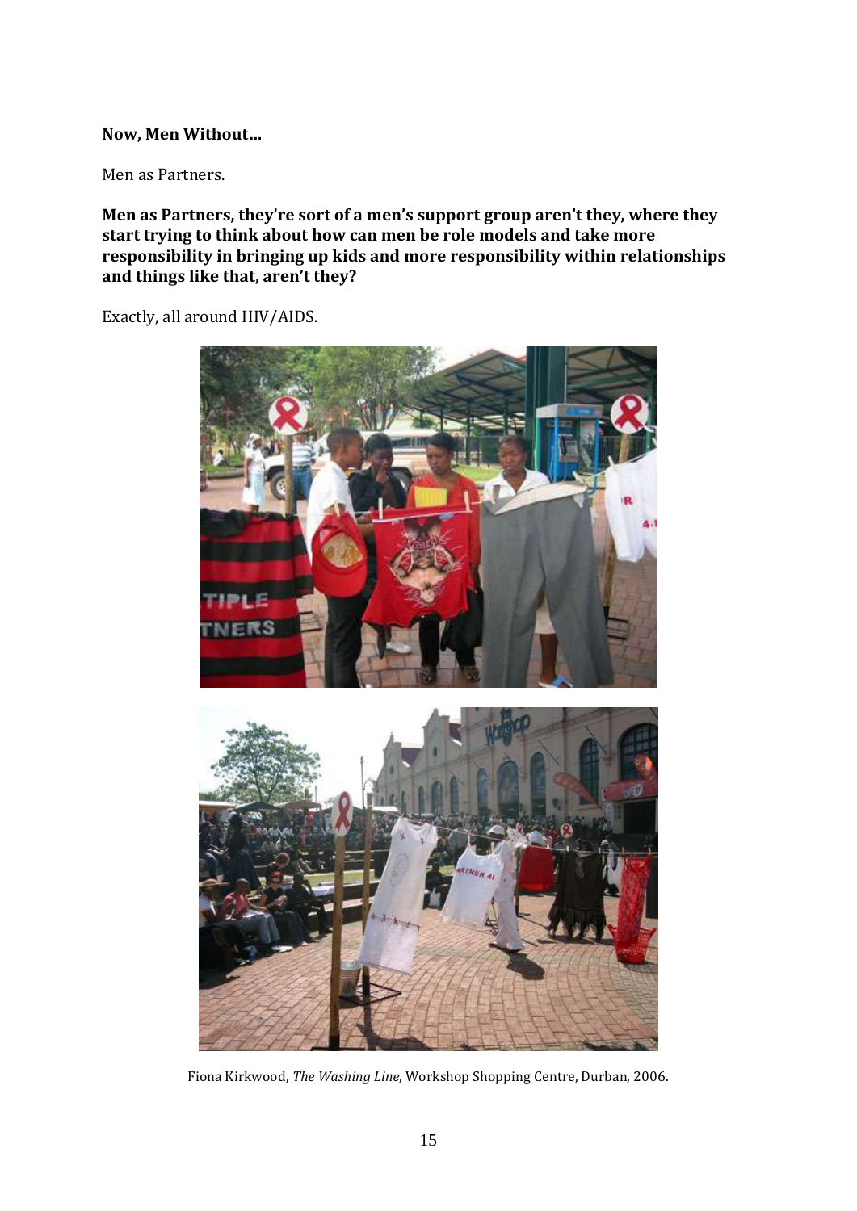**Now, Men Without…**

Men as Partners.

**Men as Partners, they're sort of a men's support group aren't they, where they start trying to think about how can men be role models and take more responsibility in bringing up kids and more responsibility within relationships and things like that, aren't they?**

Exactly, all around HIV/AIDS.

Fiona Kirkwood, *The Washing Line*, Workshop Shopping Centre, Durban, 2006.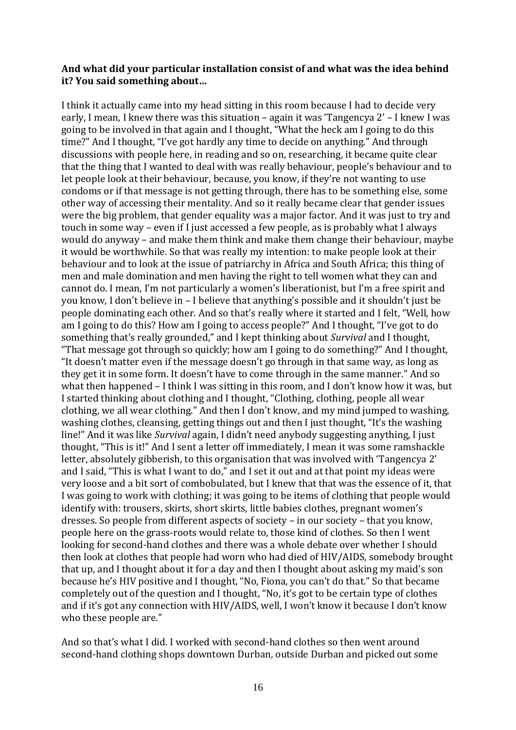**And what did your particular installation consist of and what was the idea behind it? You said something about…**

I think it actually came into my head sitting in this room because I had to decide very early, I mean, I knew there was this situation – again it was 'Tangencya 2' – I knew I was going to be involved in that again and I thought, "What the heck am I going to do this time?" And I thought, "I've got hardly any time to decide on anything." And through discussions with people here, in reading and so on, researching, it became quite clear that the thing that I wanted to deal with was really behaviour, people's behaviour and to let people look at their behaviour, because, you know, if they're not wanting to use condoms or if that message is not getting through, there has to be something else, some other way of accessing their mentality. And so it really became clear that gender issues were the big problem, that gender equality was a major factor. And it was just to try and touch in some way – even if I just accessed a few people, as is probably what I always would do anyway – and make them think and make them change their behaviour, maybe it would be worthwhile. So that was really my intention: to make people look at their behaviour and to look at the issue of patriarchy in Africa and South Africa; this thing of men and male domination and men having the right to tell women what they can and cannot do. I mean, I'm not particularly a women's liberationist, but I'm a free spirit and you know, I don't believe in – I believe that anything's possible and it shouldn't just be people dominating each other. And so that's really where it started and I felt, "Well, how am I going to do this? How am I going to access people?" And I thought, "I've got to do something that's really grounded," and I kept thinking about *Survival* and I thought, "That message got through so quickly; how am I going to do something?" And I thought, "It doesn't matter even if the message doesn't go through in that same way, as long as they get it in some form. It doesn't have to come through in the same manner." And so what then happened – I think I was sitting in this room, and I don't know how it was, but I started thinking about clothing and I thought, "Clothing, clothing, people all wear clothing, we all wear clothing." And then I don't know, and my mind jumped to washing, washing clothes, cleansing, getting things out and then I just thought, "It's the washing line!" And it was like *Survival* again, I didn't need anybody suggesting anything, I just thought, "This is it!" And I sent a letter off immediately, I mean it was some ramshackle letter, absolutely gibberish, to this organisation that was involved with 'Tangencya 2' and I said, "This is what I want to do," and I set it out and at that point my ideas were very loose and a bit sort of combobulated, but I knew that that was the essence of it, that I was going to work with clothing; it was going to be items of clothing that people would identify with: trousers, skirts, short skirts, little babies clothes, pregnant women's dresses. So people from different aspects of society – in our society – that you know, people here on the grass-roots would relate to, those kind of clothes. So then I went looking for second-hand clothes and there was a whole debate over whether I should then look at clothes that people had worn who had died of HIV/AIDS, somebody brought that up, and I thought about it for a day and then I thought about asking my maid's son because he's HIV positive and I thought, "No, Fiona, you can't do that." So that became completely out of the question and I thought, "No, it's got to be certain type of clothes and if it's got any connection with HIV/AIDS, well, I won't know it because I don't know who these people are."

And so that's what I did. I worked with second-hand clothes so then went around second-hand clothing shops downtown Durban, outside Durban and picked out some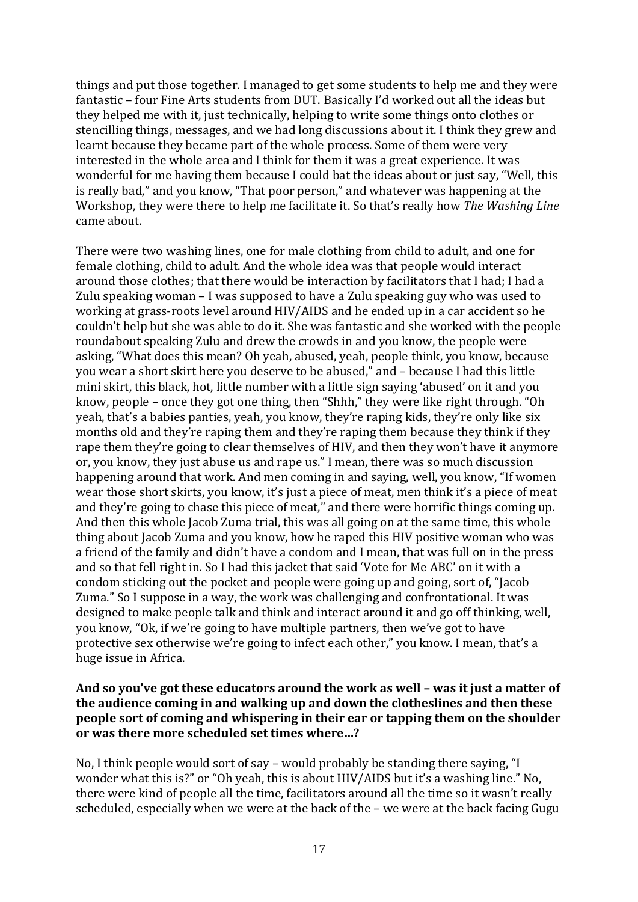things and put those together. I managed to get some students to help me and they were fantastic – four Fine Arts students from DUT. Basically I'd worked out all the ideas but they helped me with it, just technically, helping to write some things onto clothes or stencilling things, messages, and we had long discussions about it. I think they grew and learnt because they became part of the whole process. Some of them were very interested in the whole area and I think for them it was a great experience. It was wonderful for me having them because I could bat the ideas about or just say, "Well, this is really bad," and you know, "That poor person," and whatever was happening at the Workshop, they were there to help me facilitate it. So that's really how *The Washing Line* came about.

There were two washing lines, one for male clothing from child to adult, and one for female clothing, child to adult. And the whole idea was that people would interact around those clothes; that there would be interaction by facilitators that I had; I had a Zulu speaking woman – I was supposed to have a Zulu speaking guy who was used to working at grass-roots level around HIV/AIDS and he ended up in a car accident so he couldn't help but she was able to do it. She was fantastic and she worked with the people roundabout speaking Zulu and drew the crowds in and you know, the people were asking, "What does this mean? Oh yeah, abused, yeah, people think, you know, because you wear a short skirt here you deserve to be abused," and – because I had this little mini skirt, this black, hot, little number with a little sign saying 'abused' on it and you know, people – once they got one thing, then "Shhh," they were like right through. "Oh yeah, that's a babies panties, yeah, you know, they're raping kids, they're only like six months old and they're raping them and they're raping them because they think if they rape them they're going to clear themselves of HIV, and then they won't have it anymore or, you know, they just abuse us and rape us." I mean, there was so much discussion happening around that work. And men coming in and saying, well, you know, "If women wear those short skirts, you know, it's just a piece of meat, men think it's a piece of meat and they're going to chase this piece of meat," and there were horrific things coming up. And then this whole Jacob Zuma trial, this was all going on at the same time, this whole thing about Jacob Zuma and you know, how he raped this HIV positive woman who was a friend of the family and didn't have a condom and I mean, that was full on in the press and so that fell right in. So I had this jacket that said 'Vote for Me ABC' on it with a condom sticking out the pocket and people were going up and going, sort of, "Jacob Zuma." So I suppose in a way, the work was challenging and confrontational. It was designed to make people talk and think and interact around it and go off thinking, well, you know, "Ok, if we're going to have multiple partners, then we've got to have protective sex otherwise we're going to infect each other," you know. I mean, that's a huge issue in Africa.

**And so you've got these educators around the work as well – was it just a matter of the audience coming in and walking up and down the clotheslines and then these people sort of coming and whispering in their ear or tapping them on the shoulder or was there more scheduled set times where…?**

No, I think people would sort of say – would probably be standing there saying, "I wonder what this is?" or "Oh yeah, this is about HIV/AIDS but it's a washing line." No, there were kind of people all the time, facilitators around all the time so it wasn't really scheduled, especially when we were at the back of the – we were at the back facing Gugu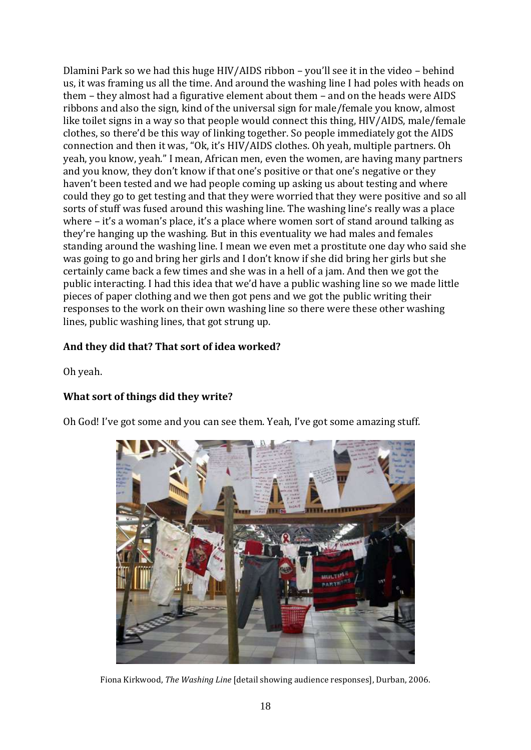Dlamini Park so we had this huge HIV/AIDS ribbon – you'll see it in the video – behind us, it was framing us all the time. And around the washing line I had poles with heads on them – they almost had a figurative element about them – and on the heads were AIDS ribbons and also the sign, kind of the universal sign for male/female you know, almost like toilet signs in a way so that people would connect this thing, HIV/AIDS, male/female clothes, so there'd be this way of linking together. So people immediately got the AIDS connection and then it was, "Ok, it's HIV/AIDS clothes. Oh yeah, multiple partners. Oh yeah, you know, yeah." I mean, African men, even the women, are having many partners and you know, they don't know if that one's positive or that one's negative or they haven't been tested and we had people coming up asking us about testing and where could they go to get testing and that they were worried that they were positive and so all sorts of stuff was fused around this washing line. The washing line's really was a place where – it's a woman's place, it's a place where women sort of stand around talking as they're hanging up the washing. But in this eventuality we had males and females standing around the washing line. I mean we even met a prostitute one day who said she was going to go and bring her girls and I don't know if she did bring her girls but she certainly came back a few times and she was in a hell of a jam. And then we got the public interacting. I had this idea that we'd have a public washing line so we made little pieces of paper clothing and we then got pens and we got the public writing their responses to the work on their own washing line so there were these other washing lines, public washing lines, that got strung up.

**And they did that? That sort of idea worked?**

Oh yeah.

**What sort of things did they write?**

Oh God! I've got some and you can see them. Yeah, I've got some amazing stuff.

Fiona Kirkwood, *The Washing Line* [detail showing audience responses], Durban, 2006.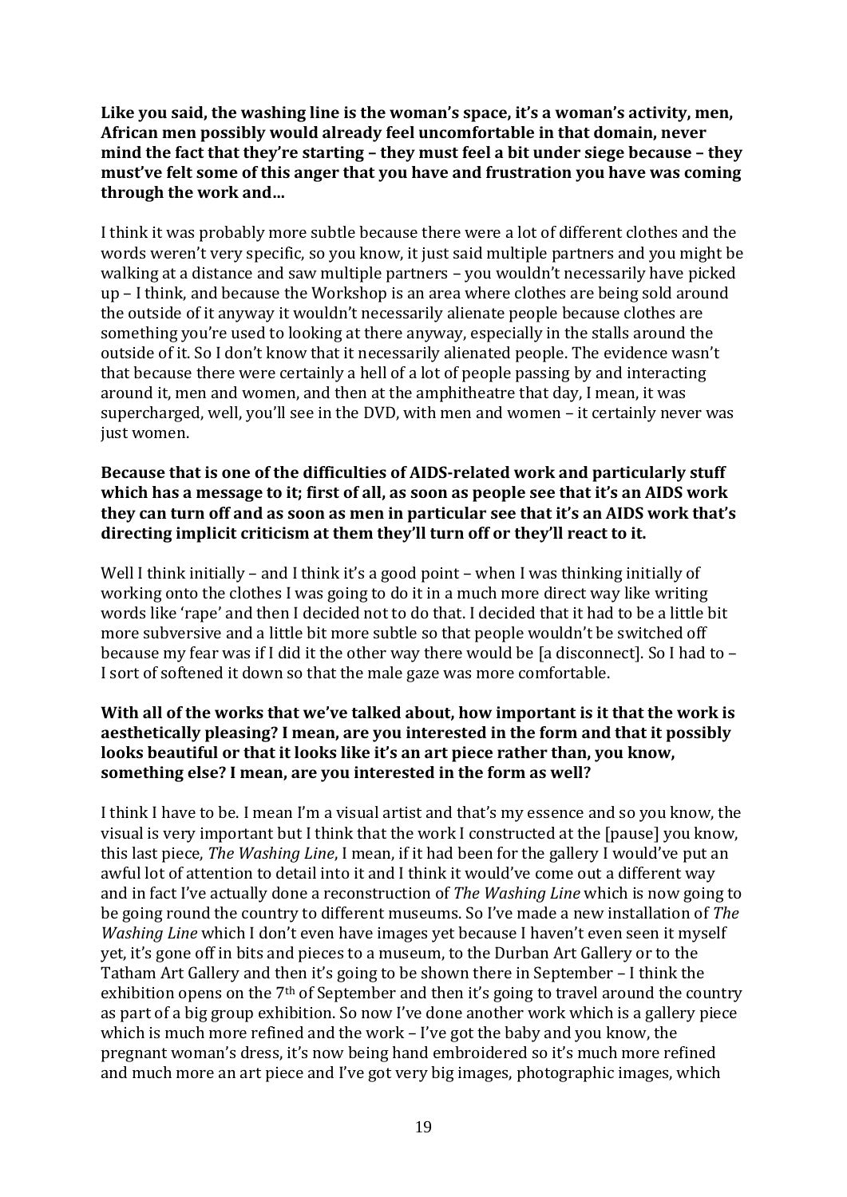**Like you said, the washing line is the woman's space, it's a woman's activity, men, African men possibly would already feel uncomfortable in that domain, never mind the fact that they're starting – they must feel a bit under siege because – they must've felt some of this anger that you have and frustration you have was coming through the work and...**

I think it was probably more subtle because there were a lot of different clothes and the words weren't very specific, so you know, it just said multiple partners and you might be walking at a distance and saw multiple partners – you wouldn't necessarily have picked up – I think, and because the Workshop is an area where clothes are being sold around the outside of it anyway it wouldn't necessarily alienate people because clothes are something you're used to looking at there anyway, especially in the stalls around the outside of it. So I don't know that it necessarily alienated people. The evidence wasn't that because there were certainly a hell of a lot of people passing by and interacting around it, men and women, and then at the amphitheatre that day, I mean, it was supercharged, well, you'll see in the DVD, with men and women – it certainly never was just women.

**Because that is one of the difficulties of AIDS-related work and particularly stuff which has a message to it; first of all, as soon as people see that it's an AIDS work they can turn off and as soon as men in particular see that it's an AIDS work that's directing implicit criticism at them they'll turn off or they'll react to it.**

Well I think initially – and I think it's a good point – when I was thinking initially of working onto the clothes I was going to do it in a much more direct way like writing words like 'rape' and then I decided not to do that. I decided that it had to be a little bit more subversive and a little bit more subtle so that people wouldn't be switched off because my fear was if I did it the other way there would be [a disconnect]. So I had to – I sort of softened it down so that the male gaze was more comfortable.

**With all of the works that we've talked about, how important is it that the work is aesthetically pleasing? I mean, are you interested in the form and that it possibly looks beautiful or that it looks like it's an art piece rather than, you know, something else? I mean, are you interested in the form as well?**

I think I have to be. I mean I'm a visual artist and that's my essence and so you know, the visual is very important but I think that the work I constructed at the [pause] you know, this last piece, *The Washing Line*, I mean, if it had been for the gallery I would've put an awful lot of attention to detail into it and I think it would've come out a different way and in fact I've actually done a reconstruction of *The Washing Line* which is now going to be going round the country to different museums. So I've made a new installation of *The Washing Line* which I don't even have images yet because I haven't even seen it myself yet, it's gone off in bits and pieces to a museum, to the Durban Art Gallery or to the Tatham Art Gallery and then it's going to be shown there in September – I think the exhibition opens on the 7th of September and then it's going to travel around the country as part of a big group exhibition. So now I've done another work which is a gallery piece which is much more refined and the work – I've got the baby and you know, the pregnant woman's dress, it's now being hand embroidered so it's much more refined and much more an art piece and I've got very big images, photographic images, which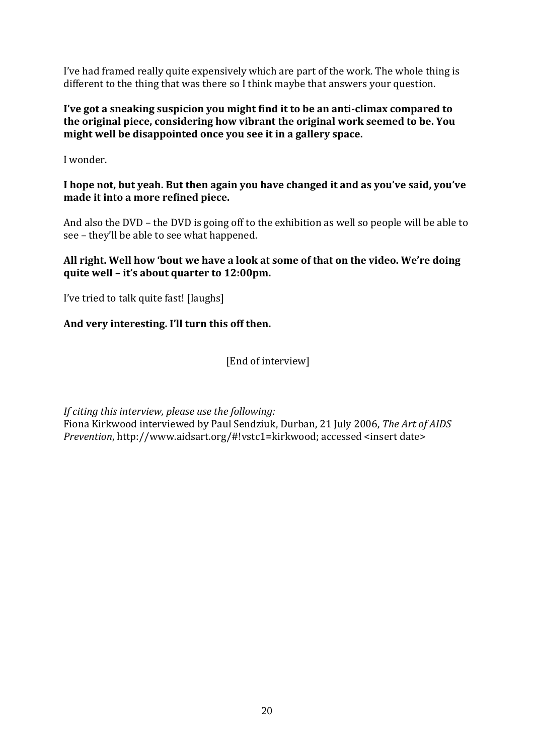I've had framed really quite expensively which are part of the work. The whole thing is different to the thing that was there so I think maybe that answers your question.

**I've got a sneaking suspicion you might find it to be an anti-climax compared to the original piece, considering how vibrant the original work seemed to be. You might well be disappointed once you see it in a gallery space.**

I wonder.

**I hope not, but yeah. But then again you have changed it and as you've said, you've made it into a more refined piece.**

And also the DVD – the DVD is going off to the exhibition as well so people will be able to see – they'll be able to see what happened.

**All right. Well how 'bout we have a look at some of that on the video. We're doing quite well – it's about quarter to 12:00pm.**

I've tried to talk quite fast! [laughs]

**And very interesting. I'll turn this off then.**

[End of interview]

*If citing this interview, please use the following:*
Fiona Kirkwood interviewed by Paul Sendziuk, Durban, 21 July 2006, *The Art of AIDS Prevention*, http://www.aidsart.org/#!vstc1=kirkwood; accessed <insert date>